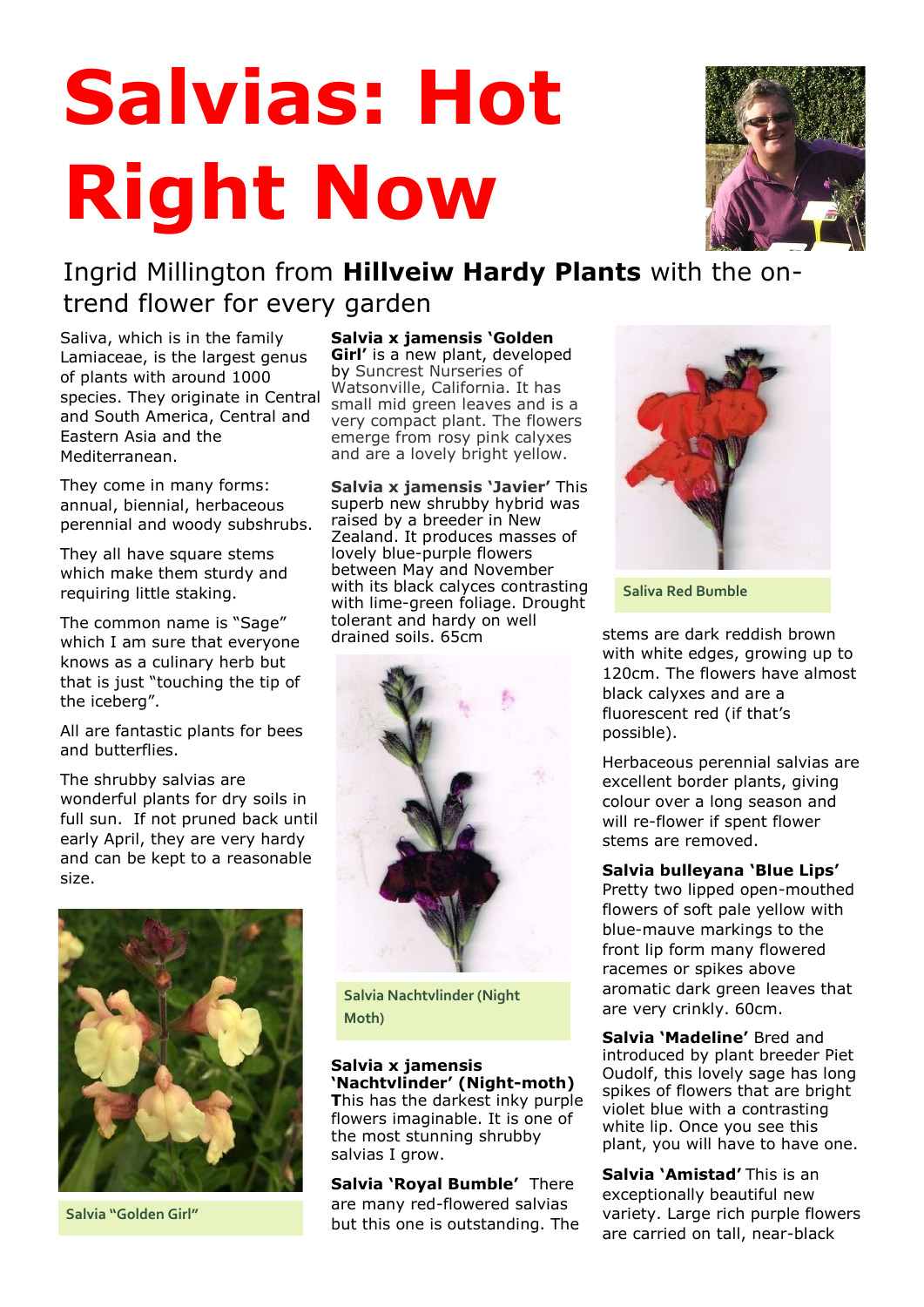# Salvias: Hot Right Now

Ingrid Millington from **Hillveiw Hardy Plants** with the on-trend flower for every garden

Saliva, which is in the family Lamiaceae, is the largest genus of plants with around 1000 species. They originate in Central and South America, Central and Eastern Asia and the Mediterranean.

They come in many forms: annual, biennial, herbaceous perennial and woody subshrubs.

They all have square stems which make them sturdy and requiring little staking.

The common name is "Sage" which I am sure that everyone knows as a culinary herb but that is just "touching the tip of the iceberg".

All are fantastic plants for bees and butterflies.

The shrubby salvias are wonderful plants for dry soils in full sun. If not pruned back until early April, they are very hardy and can be kept to a reasonable size.

Salvia "Golden Girl"

**Salvia x jamensis 'Golden Girl'** is a new plant, developed by Suncrest Nurseries of Watsonville, California. It has small mid green leaves and is a very compact plant. The flowers emerge from rosy pink calyxes and are a lovely bright yellow.

**Salvia x jamensis 'Javier'** This superb new shrubby hybrid was raised by a breeder in New Zealand. It produces masses of lovely blue-purple flowers between May and November with its black calyces contrasting with lime-green foliage. Drought tolerant and hardy on well drained soils. 65cm

Salvia Nachtvlinder (Night Moth)

**Salvia x jamensis 'Nachtvlinder' (Night-moth)** This has the darkest inky purple flowers imaginable. It is one of the most stunning shrubby salvias I grow.

**Salvia 'Royal Bumble'** There are many red-flowered salvias but this one is outstanding. The stems are dark reddish brown with white edges, growing up to 120cm. The flowers have almost black calyxes and are a fluorescent red (if that's possible).

Saliva Red Bumble

Herbaceous perennial salvias are excellent border plants, giving colour over a long season and will re-flower if spent flower stems are removed.

**Salvia bulleyana 'Blue Lips'** Pretty two lipped open-mouthed flowers of soft pale yellow with blue-mauve markings to the front lip form many flowered racemes or spikes above aromatic dark green leaves that are very crinkly. 60cm.

**Salvia 'Madeline'** Bred and introduced by plant breeder Piet Oudolf, this lovely sage has long spikes of flowers that are bright violet blue with a contrasting white lip. Once you see this plant, you will have to have one.

**Salvia 'Amistad'** This is an exceptionally beautiful new variety. Large rich purple flowers are carried on tall, near-black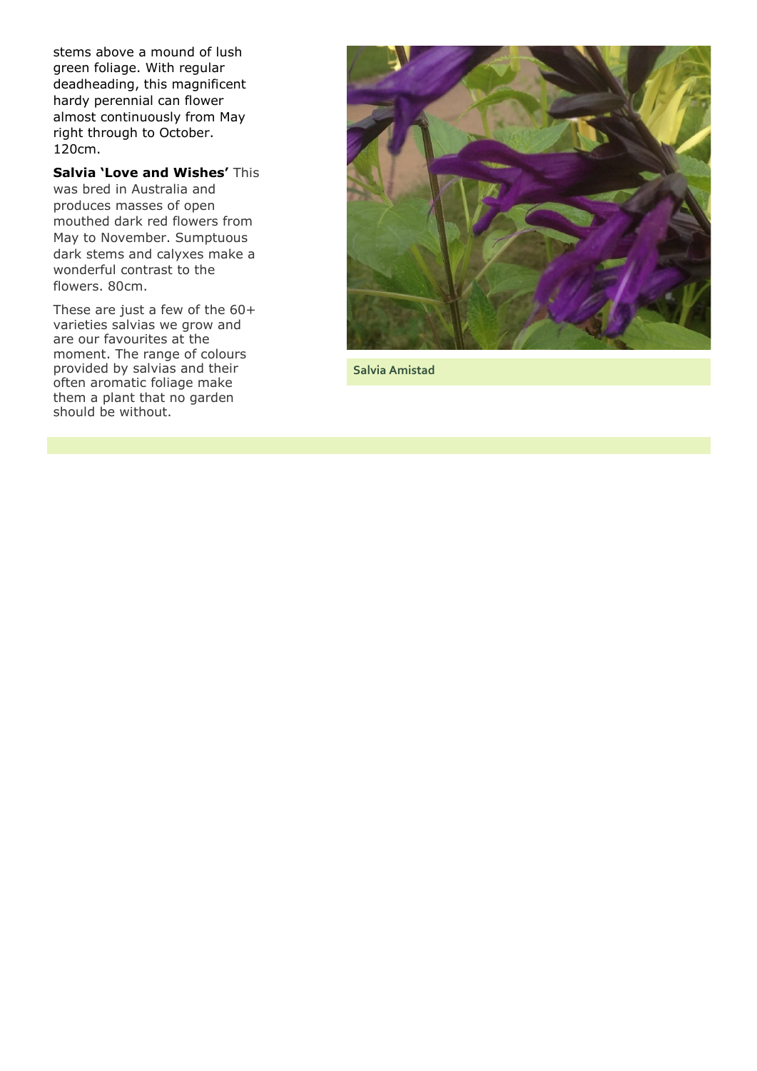stems above a mound of lush green foliage. With regular deadheading, this magnificent hardy perennial can flower almost continuously from May right through to October. 120cm.

**Salvia 'Love and Wishes'** This was bred in Australia and produces masses of open mouthed dark red flowers from May to November. Sumptuous dark stems and calyxes make a wonderful contrast to the flowers. 80cm.

These are just a few of the 60+ varieties salvias we grow and are our favourites at the moment. The range of colours provided by salvias and their often aromatic foliage make them a plant that no garden should be without.

Salvia Amistad